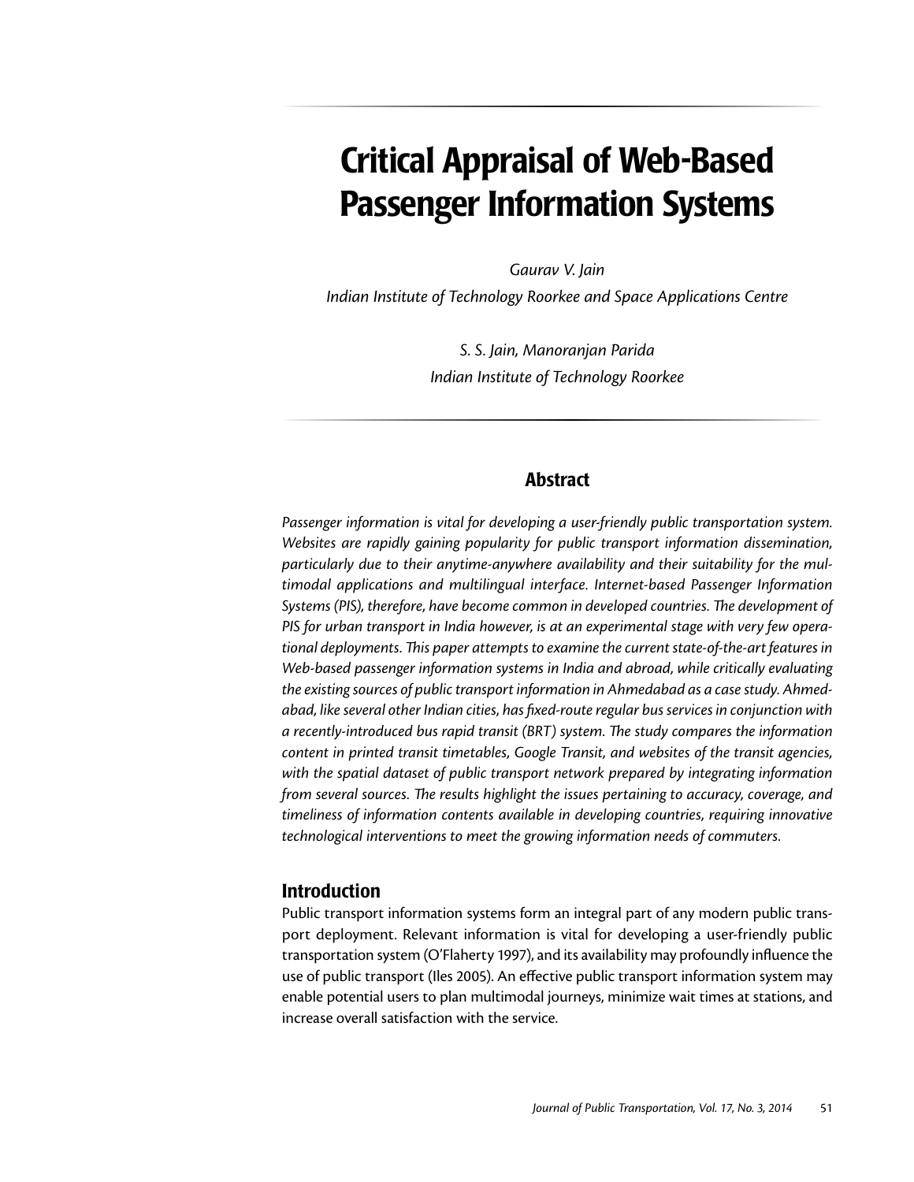# Critical Appraisal of Web-Based Passenger Information Systems

*Gaurav V. Jain*
*Indian Institute of Technology Roorkee and Space Applications Centre*

*S. S. Jain, Manoranjan Parida*
*Indian Institute of Technology Roorkee*

## Abstract

*Passenger information is vital for developing a user-friendly public transportation system. Websites are rapidly gaining popularity for public transport information dissemination, particularly due to their anytime-anywhere availability and their suitability for the multimodal applications and multilingual interface. Internet-based Passenger Information Systems (PIS), therefore, have become common in developed countries. The development of PIS for urban transport in India however, is at an experimental stage with very few operational deployments. This paper attempts to examine the current state-of-the-art features in Web-based passenger information systems in India and abroad, while critically evaluating the existing sources of public transport information in Ahmedabad as a case study. Ahmedabad, like several other Indian cities, has fixed-route regular bus services in conjunction with a recently-introduced bus rapid transit (BRT) system. The study compares the information content in printed transit timetables, Google Transit, and websites of the transit agencies, with the spatial dataset of public transport network prepared by integrating information from several sources. The results highlight the issues pertaining to accuracy, coverage, and timeliness of information contents available in developing countries, requiring innovative technological interventions to meet the growing information needs of commuters.*

## Introduction

Public transport information systems form an integral part of any modern public transport deployment. Relevant information is vital for developing a user-friendly public transportation system (O'Flaherty 1997), and its availability may profoundly influence the use of public transport (Iles 2005). An effective public transport information system may enable potential users to plan multimodal journeys, minimize wait times at stations, and increase overall satisfaction with the service.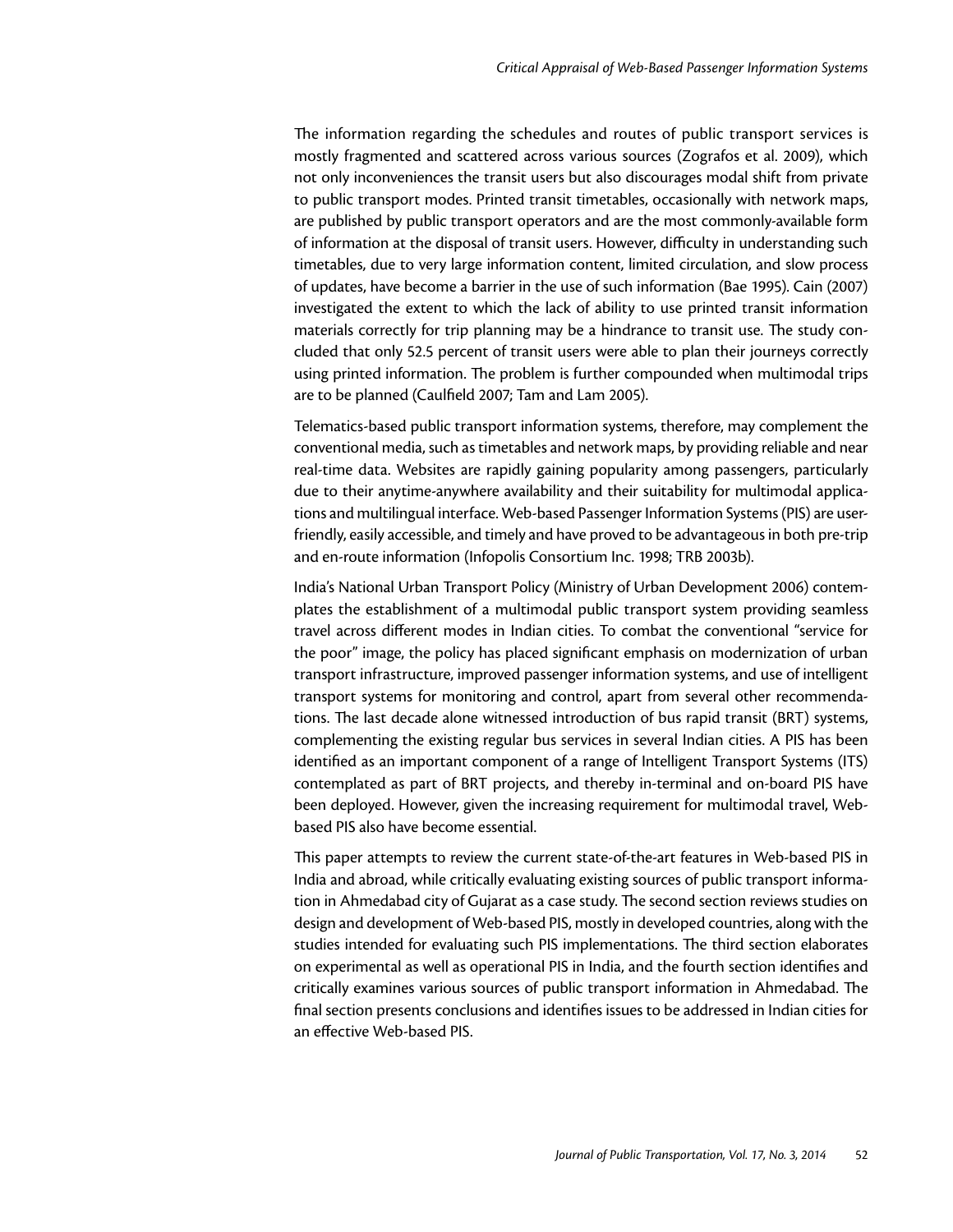The information regarding the schedules and routes of public transport services is mostly fragmented and scattered across various sources (Zografos et al. 2009), which not only inconveniences the transit users but also discourages modal shift from private to public transport modes. Printed transit timetables, occasionally with network maps, are published by public transport operators and are the most commonly-available form of information at the disposal of transit users. However, difficulty in understanding such timetables, due to very large information content, limited circulation, and slow process of updates, have become a barrier in the use of such information (Bae 1995). Cain (2007) investigated the extent to which the lack of ability to use printed transit information materials correctly for trip planning may be a hindrance to transit use. The study concluded that only 52.5 percent of transit users were able to plan their journeys correctly using printed information. The problem is further compounded when multimodal trips are to be planned (Caulfield 2007; Tam and Lam 2005).

Telematics-based public transport information systems, therefore, may complement the conventional media, such as timetables and network maps, by providing reliable and near real-time data. Websites are rapidly gaining popularity among passengers, particularly due to their anytime-anywhere availability and their suitability for multimodal applications and multilingual interface. Web-based Passenger Information Systems (PIS) are user-friendly, easily accessible, and timely and have proved to be advantageous in both pre-trip and en-route information (Infopolis Consortium Inc. 1998; TRB 2003b).

India's National Urban Transport Policy (Ministry of Urban Development 2006) contemplates the establishment of a multimodal public transport system providing seamless travel across different modes in Indian cities. To combat the conventional "service for the poor" image, the policy has placed significant emphasis on modernization of urban transport infrastructure, improved passenger information systems, and use of intelligent transport systems for monitoring and control, apart from several other recommendations. The last decade alone witnessed introduction of bus rapid transit (BRT) systems, complementing the existing regular bus services in several Indian cities. A PIS has been identified as an important component of a range of Intelligent Transport Systems (ITS) contemplated as part of BRT projects, and thereby in-terminal and on-board PIS have been deployed. However, given the increasing requirement for multimodal travel, Web-based PIS also have become essential.

This paper attempts to review the current state-of-the-art features in Web-based PIS in India and abroad, while critically evaluating existing sources of public transport information in Ahmedabad city of Gujarat as a case study. The second section reviews studies on design and development of Web-based PIS, mostly in developed countries, along with the studies intended for evaluating such PIS implementations. The third section elaborates on experimental as well as operational PIS in India, and the fourth section identifies and critically examines various sources of public transport information in Ahmedabad. The final section presents conclusions and identifies issues to be addressed in Indian cities for an effective Web-based PIS.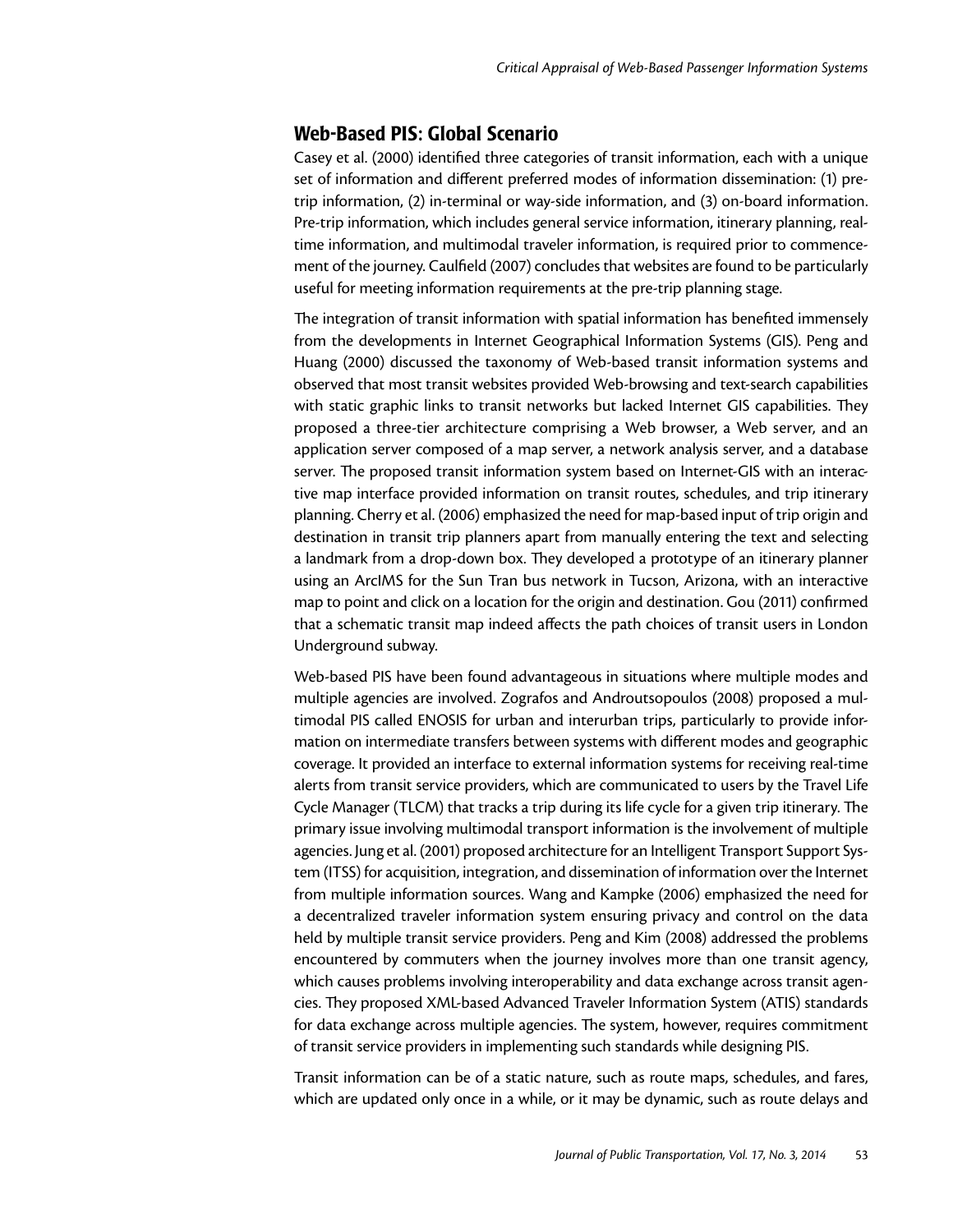## Web-Based PIS: Global Scenario

Casey et al. (2000) identified three categories of transit information, each with a unique set of information and different preferred modes of information dissemination: (1) pre-trip information, (2) in-terminal or way-side information, and (3) on-board information. Pre-trip information, which includes general service information, itinerary planning, real-time information, and multimodal traveler information, is required prior to commencement of the journey. Caulfield (2007) concludes that websites are found to be particularly useful for meeting information requirements at the pre-trip planning stage.

The integration of transit information with spatial information has benefited immensely from the developments in Internet Geographical Information Systems (GIS). Peng and Huang (2000) discussed the taxonomy of Web-based transit information systems and observed that most transit websites provided Web-browsing and text-search capabilities with static graphic links to transit networks but lacked Internet GIS capabilities. They proposed a three-tier architecture comprising a Web browser, a Web server, and an application server composed of a map server, a network analysis server, and a database server. The proposed transit information system based on Internet-GIS with an interactive map interface provided information on transit routes, schedules, and trip itinerary planning. Cherry et al. (2006) emphasized the need for map-based input of trip origin and destination in transit trip planners apart from manually entering the text and selecting a landmark from a drop-down box. They developed a prototype of an itinerary planner using an ArcIMS for the Sun Tran bus network in Tucson, Arizona, with an interactive map to point and click on a location for the origin and destination. Gou (2011) confirmed that a schematic transit map indeed affects the path choices of transit users in London Underground subway.

Web-based PIS have been found advantageous in situations where multiple modes and multiple agencies are involved. Zografos and Androutsopoulos (2008) proposed a multimodal PIS called ENOSIS for urban and interurban trips, particularly to provide information on intermediate transfers between systems with different modes and geographic coverage. It provided an interface to external information systems for receiving real-time alerts from transit service providers, which are communicated to users by the Travel Life Cycle Manager (TLCM) that tracks a trip during its life cycle for a given trip itinerary. The primary issue involving multimodal transport information is the involvement of multiple agencies. Jung et al. (2001) proposed architecture for an Intelligent Transport Support System (ITSS) for acquisition, integration, and dissemination of information over the Internet from multiple information sources. Wang and Kampke (2006) emphasized the need for a decentralized traveler information system ensuring privacy and control on the data held by multiple transit service providers. Peng and Kim (2008) addressed the problems encountered by commuters when the journey involves more than one transit agency, which causes problems involving interoperability and data exchange across transit agencies. They proposed XML-based Advanced Traveler Information System (ATIS) standards for data exchange across multiple agencies. The system, however, requires commitment of transit service providers in implementing such standards while designing PIS.

Transit information can be of a static nature, such as route maps, schedules, and fares, which are updated only once in a while, or it may be dynamic, such as route delays and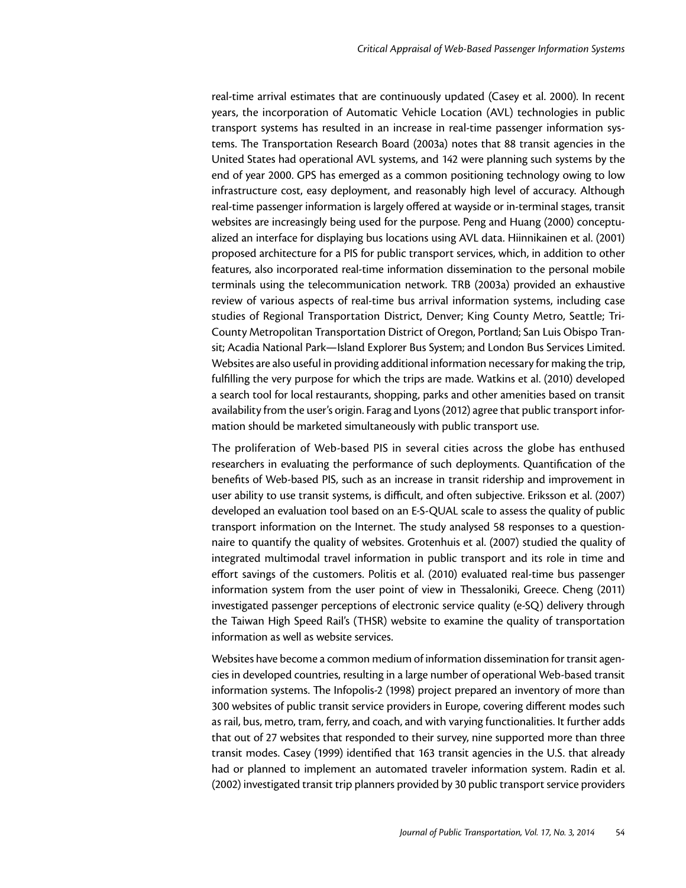real-time arrival estimates that are continuously updated (Casey et al. 2000). In recent years, the incorporation of Automatic Vehicle Location (AVL) technologies in public transport systems has resulted in an increase in real-time passenger information systems. The Transportation Research Board (2003a) notes that 88 transit agencies in the United States had operational AVL systems, and 142 were planning such systems by the end of year 2000. GPS has emerged as a common positioning technology owing to low infrastructure cost, easy deployment, and reasonably high level of accuracy. Although real-time passenger information is largely offered at wayside or in-terminal stages, transit websites are increasingly being used for the purpose. Peng and Huang (2000) conceptualized an interface for displaying bus locations using AVL data. Hiinnikainen et al. (2001) proposed architecture for a PIS for public transport services, which, in addition to other features, also incorporated real-time information dissemination to the personal mobile terminals using the telecommunication network. TRB (2003a) provided an exhaustive review of various aspects of real-time bus arrival information systems, including case studies of Regional Transportation District, Denver; King County Metro, Seattle; Tri-County Metropolitan Transportation District of Oregon, Portland; San Luis Obispo Transit; Acadia National Park—Island Explorer Bus System; and London Bus Services Limited. Websites are also useful in providing additional information necessary for making the trip, fulfilling the very purpose for which the trips are made. Watkins et al. (2010) developed a search tool for local restaurants, shopping, parks and other amenities based on transit availability from the user's origin. Farag and Lyons (2012) agree that public transport information should be marketed simultaneously with public transport use.

The proliferation of Web-based PIS in several cities across the globe has enthused researchers in evaluating the performance of such deployments. Quantification of the benefits of Web-based PIS, such as an increase in transit ridership and improvement in user ability to use transit systems, is difficult, and often subjective. Eriksson et al. (2007) developed an evaluation tool based on an E-S-QUAL scale to assess the quality of public transport information on the Internet. The study analysed 58 responses to a questionnaire to quantify the quality of websites. Grotenhuis et al. (2007) studied the quality of integrated multimodal travel information in public transport and its role in time and effort savings of the customers. Politis et al. (2010) evaluated real-time bus passenger information system from the user point of view in Thessaloniki, Greece. Cheng (2011) investigated passenger perceptions of electronic service quality (e-SQ) delivery through the Taiwan High Speed Rail's (THSR) website to examine the quality of transportation information as well as website services.

Websites have become a common medium of information dissemination for transit agencies in developed countries, resulting in a large number of operational Web-based transit information systems. The Infopolis-2 (1998) project prepared an inventory of more than 300 websites of public transit service providers in Europe, covering different modes such as rail, bus, metro, tram, ferry, and coach, and with varying functionalities. It further adds that out of 27 websites that responded to their survey, nine supported more than three transit modes. Casey (1999) identified that 163 transit agencies in the U.S. that already had or planned to implement an automated traveler information system. Radin et al. (2002) investigated transit trip planners provided by 30 public transport service providers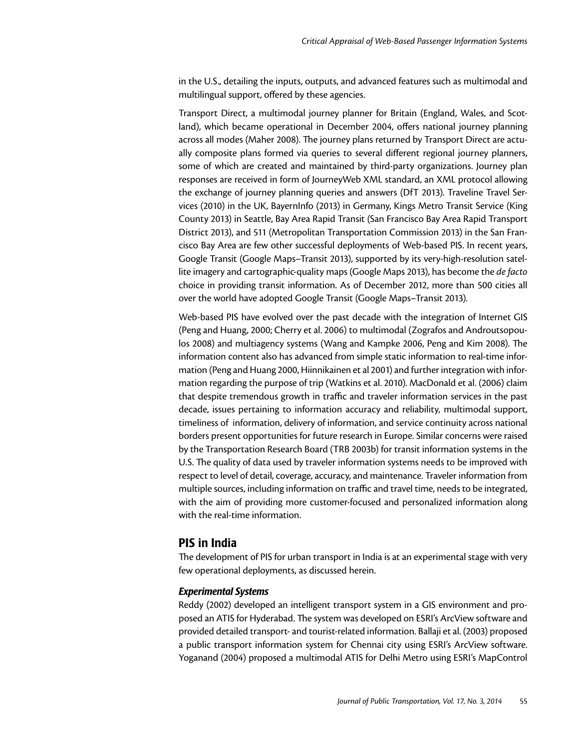in the U.S., detailing the inputs, outputs, and advanced features such as multimodal and multilingual support, offered by these agencies.

Transport Direct, a multimodal journey planner for Britain (England, Wales, and Scotland), which became operational in December 2004, offers national journey planning across all modes (Maher 2008). The journey plans returned by Transport Direct are actually composite plans formed via queries to several different regional journey planners, some of which are created and maintained by third-party organizations. Journey plan responses are received in form of JourneyWeb XML standard, an XML protocol allowing the exchange of journey planning queries and answers (DfT 2013). Traveline Travel Services (2010) in the UK, BayernInfo (2013) in Germany, Kings Metro Transit Service (King County 2013) in Seattle, Bay Area Rapid Transit (San Francisco Bay Area Rapid Transport District 2013), and 511 (Metropolitan Transportation Commission 2013) in the San Francisco Bay Area are few other successful deployments of Web-based PIS. In recent years, Google Transit (Google Maps–Transit 2013), supported by its very-high-resolution satellite imagery and cartographic-quality maps (Google Maps 2013), has become the *de facto* choice in providing transit information. As of December 2012, more than 500 cities all over the world have adopted Google Transit (Google Maps–Transit 2013).

Web-based PIS have evolved over the past decade with the integration of Internet GIS (Peng and Huang, 2000; Cherry et al. 2006) to multimodal (Zografos and Androutsopoulos 2008) and multiagency systems (Wang and Kampke 2006, Peng and Kim 2008). The information content also has advanced from simple static information to real-time information (Peng and Huang 2000, Hiinnikainen et al 2001) and further integration with information regarding the purpose of trip (Watkins et al. 2010). MacDonald et al. (2006) claim that despite tremendous growth in traffic and traveler information services in the past decade, issues pertaining to information accuracy and reliability, multimodal support, timeliness of information, delivery of information, and service continuity across national borders present opportunities for future research in Europe. Similar concerns were raised by the Transportation Research Board (TRB 2003b) for transit information systems in the U.S. The quality of data used by traveler information systems needs to be improved with respect to level of detail, coverage, accuracy, and maintenance. Traveler information from multiple sources, including information on traffic and travel time, needs to be integrated, with the aim of providing more customer-focused and personalized information along with the real-time information.

## PIS in India

The development of PIS for urban transport in India is at an experimental stage with very few operational deployments, as discussed herein.

### *Experimental Systems*

Reddy (2002) developed an intelligent transport system in a GIS environment and proposed an ATIS for Hyderabad. The system was developed on ESRI's ArcView software and provided detailed transport- and tourist-related information. Ballaji et al. (2003) proposed a public transport information system for Chennai city using ESRI's ArcView software. Yoganand (2004) proposed a multimodal ATIS for Delhi Metro using ESRI's MapControl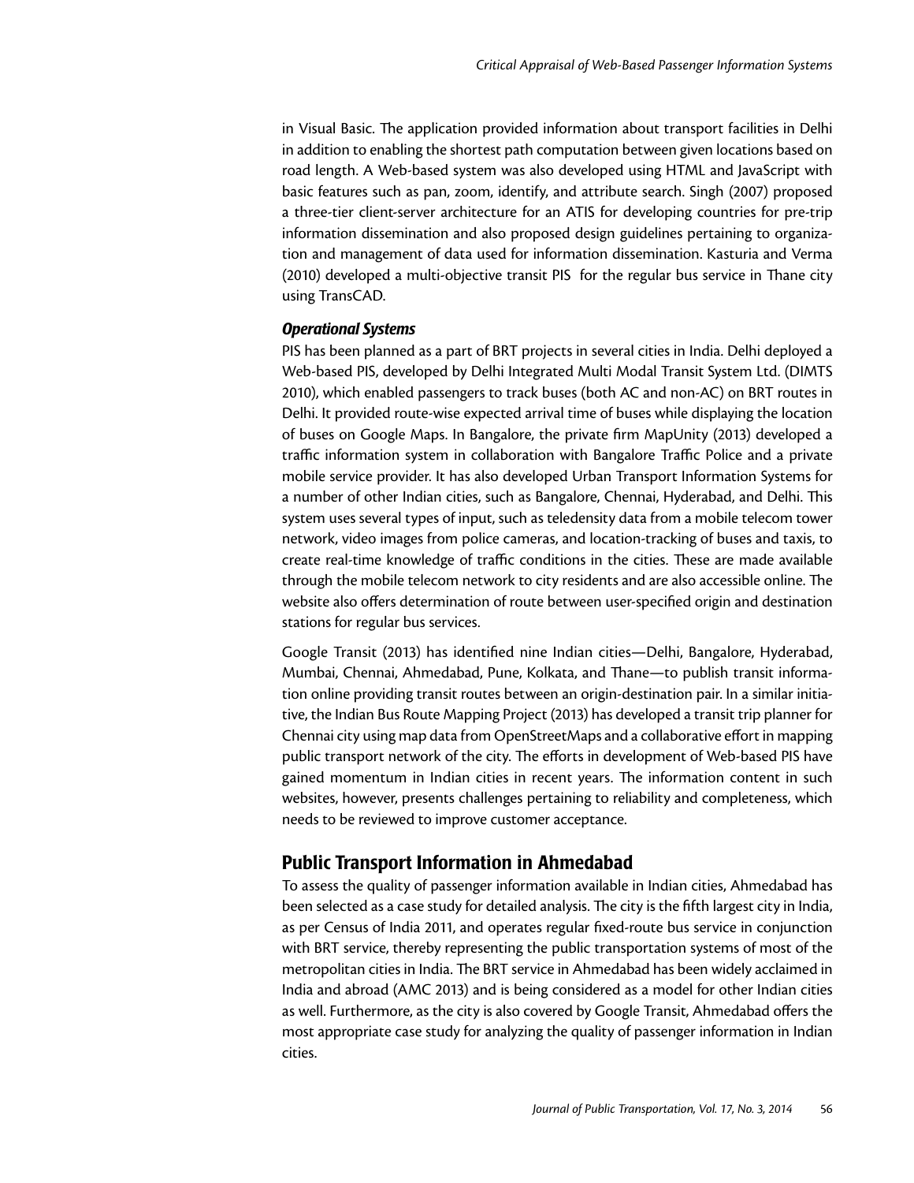in Visual Basic. The application provided information about transport facilities in Delhi in addition to enabling the shortest path computation between given locations based on road length. A Web-based system was also developed using HTML and JavaScript with basic features such as pan, zoom, identify, and attribute search. Singh (2007) proposed a three-tier client-server architecture for an ATIS for developing countries for pre-trip information dissemination and also proposed design guidelines pertaining to organization and management of data used for information dissemination. Kasturia and Verma (2010) developed a multi-objective transit PIS for the regular bus service in Thane city using TransCAD.

### *Operational Systems*

PIS has been planned as a part of BRT projects in several cities in India. Delhi deployed a Web-based PIS, developed by Delhi Integrated Multi Modal Transit System Ltd. (DIMTS 2010), which enabled passengers to track buses (both AC and non-AC) on BRT routes in Delhi. It provided route-wise expected arrival time of buses while displaying the location of buses on Google Maps. In Bangalore, the private firm MapUnity (2013) developed a traffic information system in collaboration with Bangalore Traffic Police and a private mobile service provider. It has also developed Urban Transport Information Systems for a number of other Indian cities, such as Bangalore, Chennai, Hyderabad, and Delhi. This system uses several types of input, such as teledensity data from a mobile telecom tower network, video images from police cameras, and location-tracking of buses and taxis, to create real-time knowledge of traffic conditions in the cities. These are made available through the mobile telecom network to city residents and are also accessible online. The website also offers determination of route between user-specified origin and destination stations for regular bus services.

Google Transit (2013) has identified nine Indian cities—Delhi, Bangalore, Hyderabad, Mumbai, Chennai, Ahmedabad, Pune, Kolkata, and Thane—to publish transit information online providing transit routes between an origin-destination pair. In a similar initiative, the Indian Bus Route Mapping Project (2013) has developed a transit trip planner for Chennai city using map data from OpenStreetMaps and a collaborative effort in mapping public transport network of the city. The efforts in development of Web-based PIS have gained momentum in Indian cities in recent years. The information content in such websites, however, presents challenges pertaining to reliability and completeness, which needs to be reviewed to improve customer acceptance.

## Public Transport Information in Ahmedabad

To assess the quality of passenger information available in Indian cities, Ahmedabad has been selected as a case study for detailed analysis. The city is the fifth largest city in India, as per Census of India 2011, and operates regular fixed-route bus service in conjunction with BRT service, thereby representing the public transportation systems of most of the metropolitan cities in India. The BRT service in Ahmedabad has been widely acclaimed in India and abroad (AMC 2013) and is being considered as a model for other Indian cities as well. Furthermore, as the city is also covered by Google Transit, Ahmedabad offers the most appropriate case study for analyzing the quality of passenger information in Indian cities.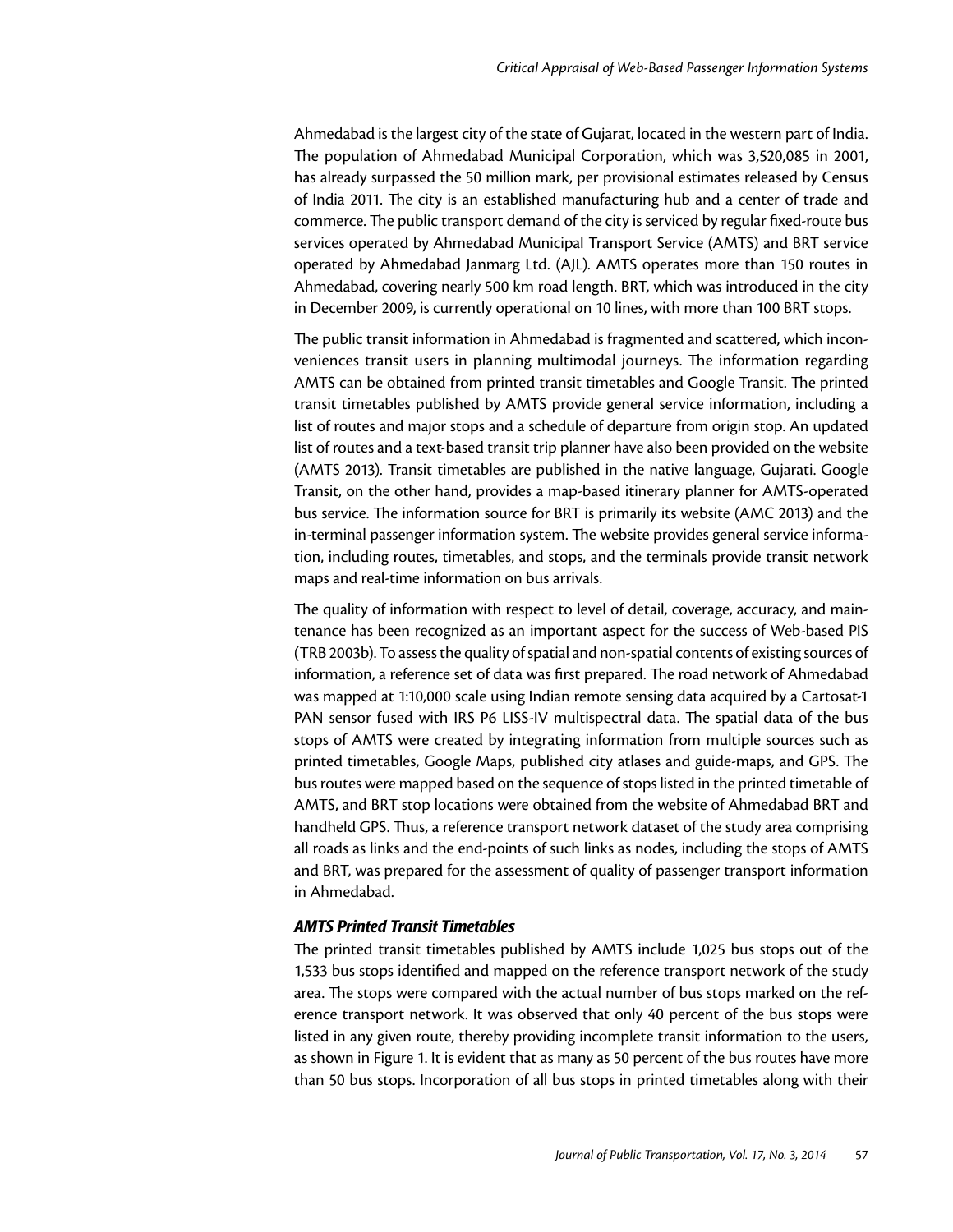Ahmedabad is the largest city of the state of Gujarat, located in the western part of India. The population of Ahmedabad Municipal Corporation, which was 3,520,085 in 2001, has already surpassed the 50 million mark, per provisional estimates released by Census of India 2011. The city is an established manufacturing hub and a center of trade and commerce. The public transport demand of the city is serviced by regular fixed-route bus services operated by Ahmedabad Municipal Transport Service (AMTS) and BRT service operated by Ahmedabad Janmarg Ltd. (AJL). AMTS operates more than 150 routes in Ahmedabad, covering nearly 500 km road length. BRT, which was introduced in the city in December 2009, is currently operational on 10 lines, with more than 100 BRT stops.

The public transit information in Ahmedabad is fragmented and scattered, which inconveniences transit users in planning multimodal journeys. The information regarding AMTS can be obtained from printed transit timetables and Google Transit. The printed transit timetables published by AMTS provide general service information, including a list of routes and major stops and a schedule of departure from origin stop. An updated list of routes and a text-based transit trip planner have also been provided on the website (AMTS 2013). Transit timetables are published in the native language, Gujarati. Google Transit, on the other hand, provides a map-based itinerary planner for AMTS-operated bus service. The information source for BRT is primarily its website (AMC 2013) and the in-terminal passenger information system. The website provides general service information, including routes, timetables, and stops, and the terminals provide transit network maps and real-time information on bus arrivals.

The quality of information with respect to level of detail, coverage, accuracy, and maintenance has been recognized as an important aspect for the success of Web-based PIS (TRB 2003b). To assess the quality of spatial and non-spatial contents of existing sources of information, a reference set of data was first prepared. The road network of Ahmedabad was mapped at 1:10,000 scale using Indian remote sensing data acquired by a Cartosat-1 PAN sensor fused with IRS P6 LISS-IV multispectral data. The spatial data of the bus stops of AMTS were created by integrating information from multiple sources such as printed timetables, Google Maps, published city atlases and guide-maps, and GPS. The bus routes were mapped based on the sequence of stops listed in the printed timetable of AMTS, and BRT stop locations were obtained from the website of Ahmedabad BRT and handheld GPS. Thus, a reference transport network dataset of the study area comprising all roads as links and the end-points of such links as nodes, including the stops of AMTS and BRT, was prepared for the assessment of quality of passenger transport information in Ahmedabad.

### *AMTS Printed Transit Timetables*

The printed transit timetables published by AMTS include 1,025 bus stops out of the 1,533 bus stops identified and mapped on the reference transport network of the study area. The stops were compared with the actual number of bus stops marked on the reference transport network. It was observed that only 40 percent of the bus stops were listed in any given route, thereby providing incomplete transit information to the users, as shown in Figure 1. It is evident that as many as 50 percent of the bus routes have more than 50 bus stops. Incorporation of all bus stops in printed timetables along with their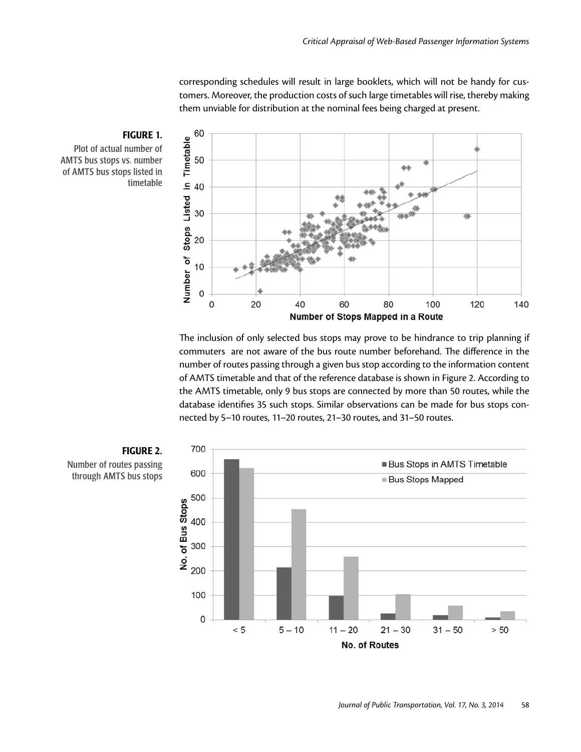corresponding schedules will result in large booklets, which will not be handy for customers. Moreover, the production costs of such large timetables will rise, thereby making them unviable for distribution at the nominal fees being charged at present.

**FIGURE 1.**
Plot of actual number of AMTS bus stops vs. number of AMTS bus stops listed in timetable

The inclusion of only selected bus stops may prove to be hindrance to trip planning if commuters are not aware of the bus route number beforehand. The difference in the number of routes passing through a given bus stop according to the information content of AMTS timetable and that of the reference database is shown in Figure 2. According to the AMTS timetable, only 9 bus stops are connected by more than 50 routes, while the database identifies 35 such stops. Similar observations can be made for bus stops connected by 5–10 routes, 11–20 routes, 21–30 routes, and 31–50 routes.

**FIGURE 2.**
Number of routes passing through AMTS bus stops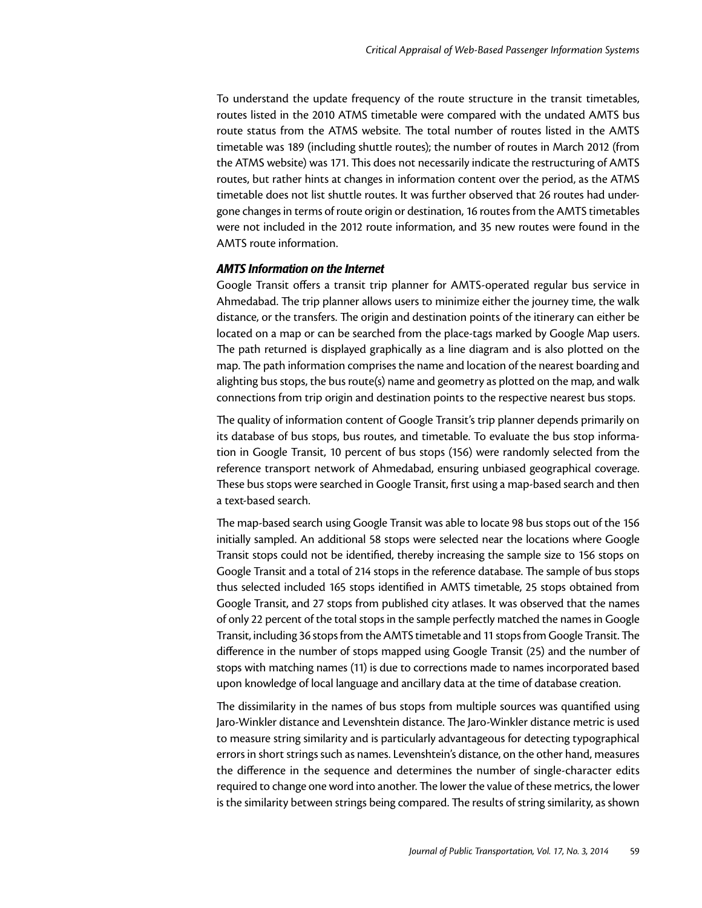To understand the update frequency of the route structure in the transit timetables, routes listed in the 2010 ATMS timetable were compared with the undated AMTS bus route status from the ATMS website. The total number of routes listed in the AMTS timetable was 189 (including shuttle routes); the number of routes in March 2012 (from the ATMS website) was 171. This does not necessarily indicate the restructuring of AMTS routes, but rather hints at changes in information content over the period, as the ATMS timetable does not list shuttle routes. It was further observed that 26 routes had undergone changes in terms of route origin or destination, 16 routes from the AMTS timetables were not included in the 2012 route information, and 35 new routes were found in the AMTS route information.

### *AMTS Information on the Internet*

Google Transit offers a transit trip planner for AMTS-operated regular bus service in Ahmedabad. The trip planner allows users to minimize either the journey time, the walk distance, or the transfers. The origin and destination points of the itinerary can either be located on a map or can be searched from the place-tags marked by Google Map users. The path returned is displayed graphically as a line diagram and is also plotted on the map. The path information comprises the name and location of the nearest boarding and alighting bus stops, the bus route(s) name and geometry as plotted on the map, and walk connections from trip origin and destination points to the respective nearest bus stops.

The quality of information content of Google Transit's trip planner depends primarily on its database of bus stops, bus routes, and timetable. To evaluate the bus stop information in Google Transit, 10 percent of bus stops (156) were randomly selected from the reference transport network of Ahmedabad, ensuring unbiased geographical coverage. These bus stops were searched in Google Transit, first using a map-based search and then a text-based search.

The map-based search using Google Transit was able to locate 98 bus stops out of the 156 initially sampled. An additional 58 stops were selected near the locations where Google Transit stops could not be identified, thereby increasing the sample size to 156 stops on Google Transit and a total of 214 stops in the reference database. The sample of bus stops thus selected included 165 stops identified in AMTS timetable, 25 stops obtained from Google Transit, and 27 stops from published city atlases. It was observed that the names of only 22 percent of the total stops in the sample perfectly matched the names in Google Transit, including 36 stops from the AMTS timetable and 11 stops from Google Transit. The difference in the number of stops mapped using Google Transit (25) and the number of stops with matching names (11) is due to corrections made to names incorporated based upon knowledge of local language and ancillary data at the time of database creation.

The dissimilarity in the names of bus stops from multiple sources was quantified using Jaro-Winkler distance and Levenshtein distance. The Jaro-Winkler distance metric is used to measure string similarity and is particularly advantageous for detecting typographical errors in short strings such as names. Levenshtein's distance, on the other hand, measures the difference in the sequence and determines the number of single-character edits required to change one word into another. The lower the value of these metrics, the lower is the similarity between strings being compared. The results of string similarity, as shown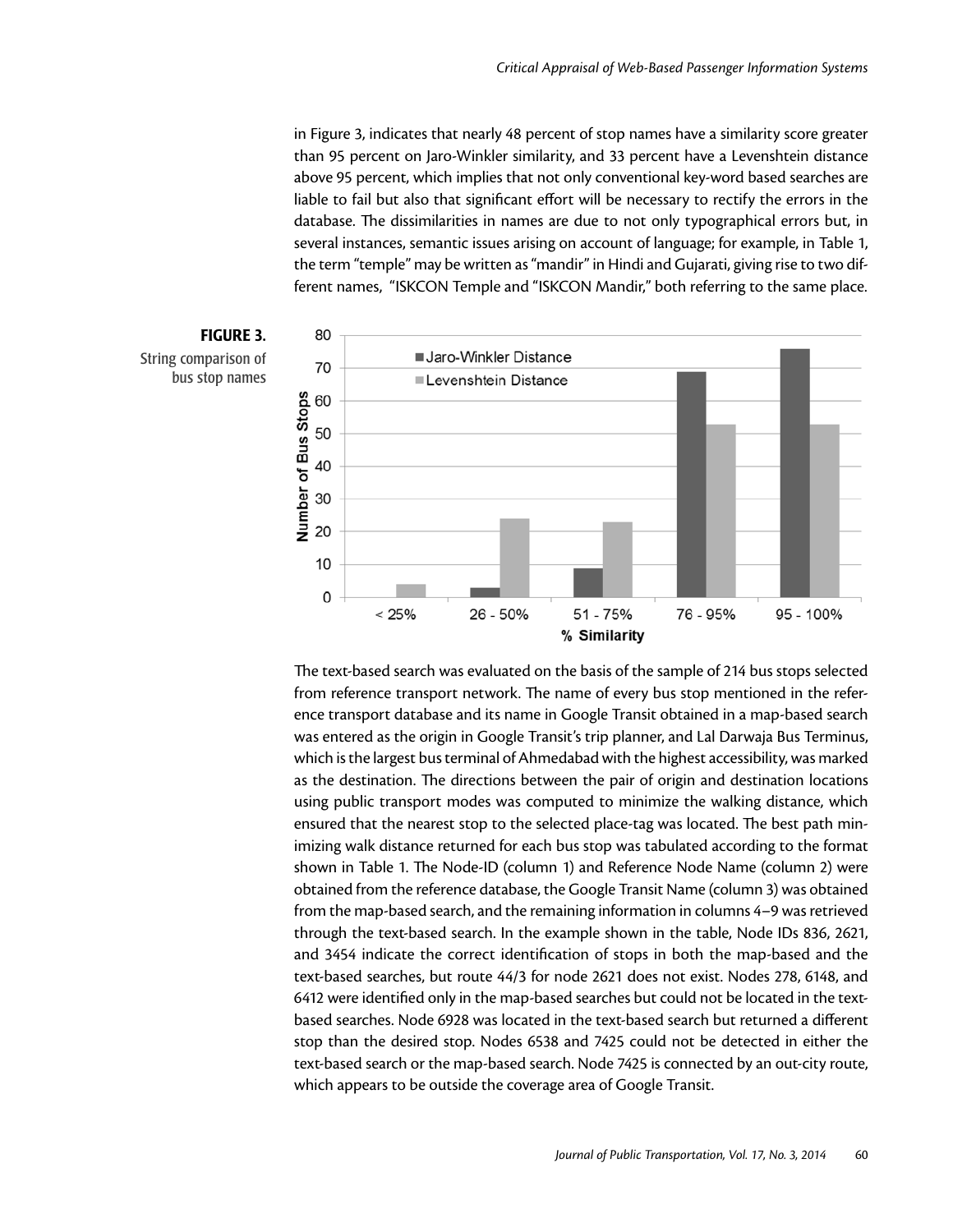in Figure 3, indicates that nearly 48 percent of stop names have a similarity score greater than 95 percent on Jaro-Winkler similarity, and 33 percent have a Levenshtein distance above 95 percent, which implies that not only conventional key-word based searches are liable to fail but also that significant effort will be necessary to rectify the errors in the database. The dissimilarities in names are due to not only typographical errors but, in several instances, semantic issues arising on account of language; for example, in Table 1, the term "temple" may be written as "mandir" in Hindi and Gujarati, giving rise to two different names, "ISKCON Temple and "ISKCON Mandir," both referring to the same place.

**FIGURE 3.**
String comparison of bus stop names

The text-based search was evaluated on the basis of the sample of 214 bus stops selected from reference transport network. The name of every bus stop mentioned in the reference transport database and its name in Google Transit obtained in a map-based search was entered as the origin in Google Transit's trip planner, and Lal Darwaja Bus Terminus, which is the largest bus terminal of Ahmedabad with the highest accessibility, was marked as the destination. The directions between the pair of origin and destination locations using public transport modes was computed to minimize the walking distance, which ensured that the nearest stop to the selected place-tag was located. The best path minimizing walk distance returned for each bus stop was tabulated according to the format shown in Table 1. The Node-ID (column 1) and Reference Node Name (column 2) were obtained from the reference database, the Google Transit Name (column 3) was obtained from the map-based search, and the remaining information in columns 4–9 was retrieved through the text-based search. In the example shown in the table, Node IDs 836, 2621, and 3454 indicate the correct identification of stops in both the map-based and the text-based searches, but route 44/3 for node 2621 does not exist. Nodes 278, 6148, and 6412 were identified only in the map-based searches but could not be located in the text-based searches. Node 6928 was located in the text-based search but returned a different stop than the desired stop. Nodes 6538 and 7425 could not be detected in either the text-based search or the map-based search. Node 7425 is connected by an out-city route, which appears to be outside the coverage area of Google Transit.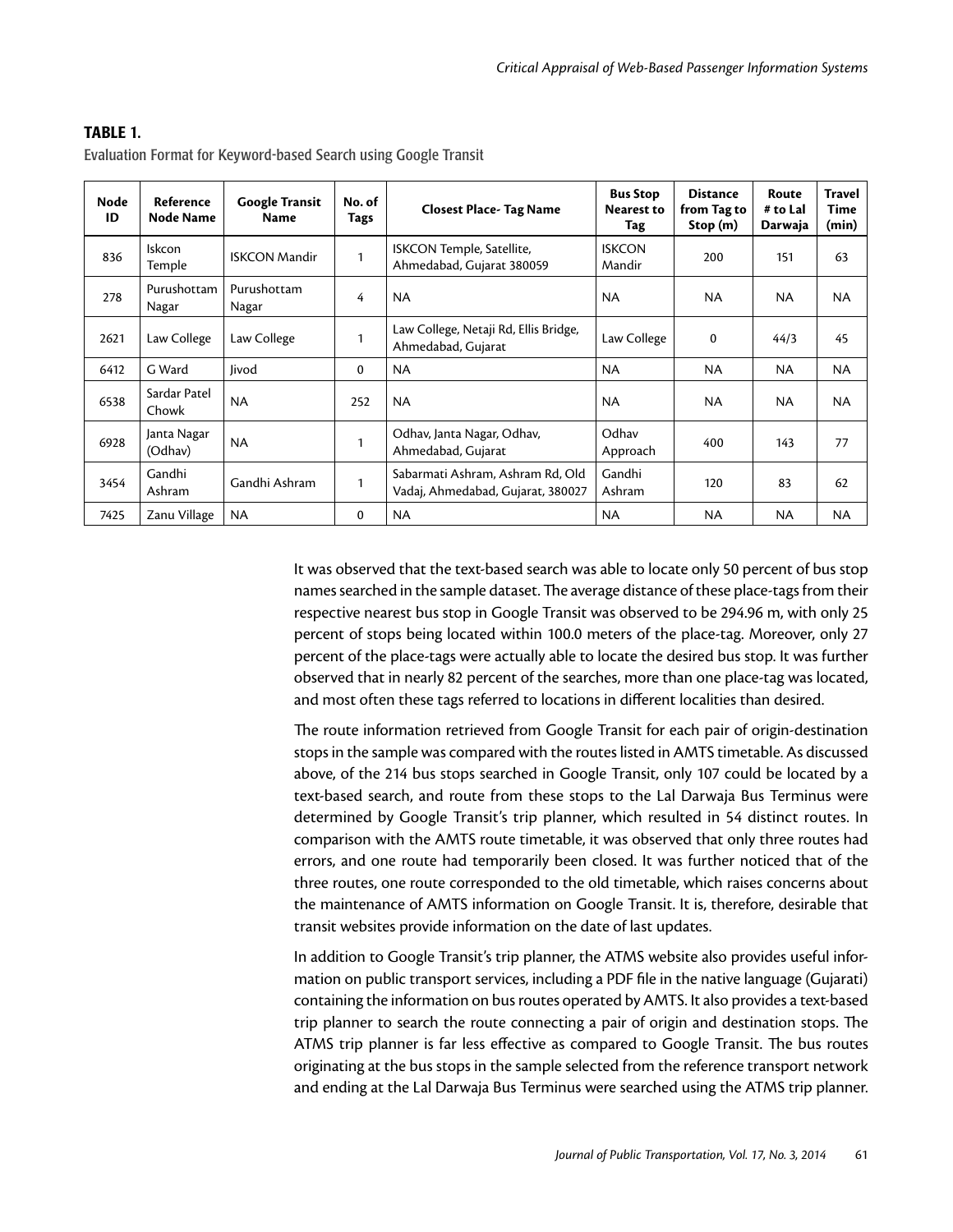**TABLE 1.**

Evaluation Format for Keyword-based Search using Google Transit

| Node ID | Reference Node Name | Google Transit Name | No. of Tags | Closest Place- Tag Name | Bus Stop Nearest to Tag | Distance from Tag to Stop (m) | Route # to Lal Darwaja | Travel Time (min) |
|---|---|---|---|---|---|---|---|---|
| 836 | Iskcon Temple | ISKCON Mandir | 1 | ISKCON Temple, Satellite, Ahmedabad, Gujarat 380059 | ISKCON Mandir | 200 | 151 | 63 |
| 278 | Purushottam Nagar | Purushottam Nagar | 4 | NA | NA | NA | NA | NA |
| 2621 | Law College | Law College | 1 | Law College, Netaji Rd, Ellis Bridge, Ahmedabad, Gujarat | Law College | 0 | 44/3 | 45 |
| 6412 | G Ward | Jivod | 0 | NA | NA | NA | NA | NA |
| 6538 | Sardar Patel Chowk | NA | 252 | NA | NA | NA | NA | NA |
| 6928 | Janta Nagar (Odhav) | NA | 1 | Odhav, Janta Nagar, Odhav, Ahmedabad, Gujarat | Odhav Approach | 400 | 143 | 77 |
| 3454 | Gandhi Ashram | Gandhi Ashram | 1 | Sabarmati Ashram, Ashram Rd, Old Vadaj, Ahmedabad, Gujarat, 380027 | Gandhi Ashram | 120 | 83 | 62 |
| 7425 | Zanu Village | NA | 0 | NA | NA | NA | NA | NA |

It was observed that the text-based search was able to locate only 50 percent of bus stop names searched in the sample dataset. The average distance of these place-tags from their respective nearest bus stop in Google Transit was observed to be 294.96 m, with only 25 percent of stops being located within 100.0 meters of the place-tag. Moreover, only 27 percent of the place-tags were actually able to locate the desired bus stop. It was further observed that in nearly 82 percent of the searches, more than one place-tag was located, and most often these tags referred to locations in different localities than desired.

The route information retrieved from Google Transit for each pair of origin-destination stops in the sample was compared with the routes listed in AMTS timetable. As discussed above, of the 214 bus stops searched in Google Transit, only 107 could be located by a text-based search, and route from these stops to the Lal Darwaja Bus Terminus were determined by Google Transit's trip planner, which resulted in 54 distinct routes. In comparison with the AMTS route timetable, it was observed that only three routes had errors, and one route had temporarily been closed. It was further noticed that of the three routes, one route corresponded to the old timetable, which raises concerns about the maintenance of AMTS information on Google Transit. It is, therefore, desirable that transit websites provide information on the date of last updates.

In addition to Google Transit's trip planner, the ATMS website also provides useful information on public transport services, including a PDF file in the native language (Gujarati) containing the information on bus routes operated by AMTS. It also provides a text-based trip planner to search the route connecting a pair of origin and destination stops. The ATMS trip planner is far less effective as compared to Google Transit. The bus routes originating at the bus stops in the sample selected from the reference transport network and ending at the Lal Darwaja Bus Terminus were searched using the ATMS trip planner.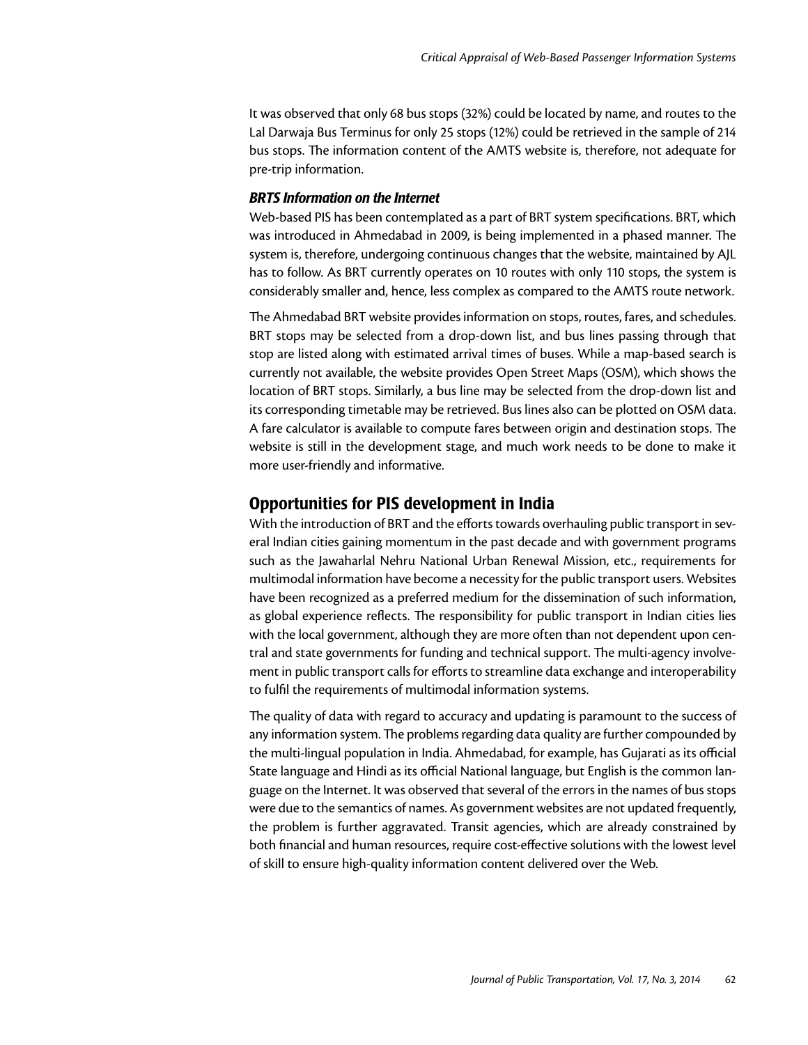It was observed that only 68 bus stops (32%) could be located by name, and routes to the Lal Darwaja Bus Terminus for only 25 stops (12%) could be retrieved in the sample of 214 bus stops. The information content of the AMTS website is, therefore, not adequate for pre-trip information.

### *BRTS Information on the Internet*

Web-based PIS has been contemplated as a part of BRT system specifications. BRT, which was introduced in Ahmedabad in 2009, is being implemented in a phased manner. The system is, therefore, undergoing continuous changes that the website, maintained by AJL has to follow. As BRT currently operates on 10 routes with only 110 stops, the system is considerably smaller and, hence, less complex as compared to the AMTS route network.

The Ahmedabad BRT website provides information on stops, routes, fares, and schedules. BRT stops may be selected from a drop-down list, and bus lines passing through that stop are listed along with estimated arrival times of buses. While a map-based search is currently not available, the website provides Open Street Maps (OSM), which shows the location of BRT stops. Similarly, a bus line may be selected from the drop-down list and its corresponding timetable may be retrieved. Bus lines also can be plotted on OSM data. A fare calculator is available to compute fares between origin and destination stops. The website is still in the development stage, and much work needs to be done to make it more user-friendly and informative.

## Opportunities for PIS development in India

With the introduction of BRT and the efforts towards overhauling public transport in several Indian cities gaining momentum in the past decade and with government programs such as the Jawaharlal Nehru National Urban Renewal Mission, etc., requirements for multimodal information have become a necessity for the public transport users. Websites have been recognized as a preferred medium for the dissemination of such information, as global experience reflects. The responsibility for public transport in Indian cities lies with the local government, although they are more often than not dependent upon central and state governments for funding and technical support. The multi-agency involvement in public transport calls for efforts to streamline data exchange and interoperability to fulfil the requirements of multimodal information systems.

The quality of data with regard to accuracy and updating is paramount to the success of any information system. The problems regarding data quality are further compounded by the multi-lingual population in India. Ahmedabad, for example, has Gujarati as its official State language and Hindi as its official National language, but English is the common language on the Internet. It was observed that several of the errors in the names of bus stops were due to the semantics of names. As government websites are not updated frequently, the problem is further aggravated. Transit agencies, which are already constrained by both financial and human resources, require cost-effective solutions with the lowest level of skill to ensure high-quality information content delivered over the Web.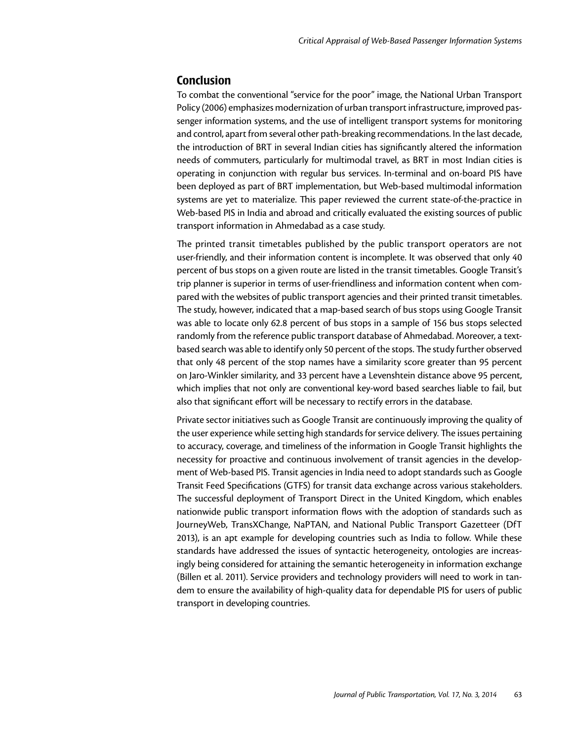## Conclusion

To combat the conventional "service for the poor" image, the National Urban Transport Policy (2006) emphasizes modernization of urban transport infrastructure, improved passenger information systems, and the use of intelligent transport systems for monitoring and control, apart from several other path-breaking recommendations. In the last decade, the introduction of BRT in several Indian cities has significantly altered the information needs of commuters, particularly for multimodal travel, as BRT in most Indian cities is operating in conjunction with regular bus services. In-terminal and on-board PIS have been deployed as part of BRT implementation, but Web-based multimodal information systems are yet to materialize. This paper reviewed the current state-of-the-practice in Web-based PIS in India and abroad and critically evaluated the existing sources of public transport information in Ahmedabad as a case study.

The printed transit timetables published by the public transport operators are not user-friendly, and their information content is incomplete. It was observed that only 40 percent of bus stops on a given route are listed in the transit timetables. Google Transit's trip planner is superior in terms of user-friendliness and information content when compared with the websites of public transport agencies and their printed transit timetables. The study, however, indicated that a map-based search of bus stops using Google Transit was able to locate only 62.8 percent of bus stops in a sample of 156 bus stops selected randomly from the reference public transport database of Ahmedabad. Moreover, a text-based search was able to identify only 50 percent of the stops. The study further observed that only 48 percent of the stop names have a similarity score greater than 95 percent on Jaro-Winkler similarity, and 33 percent have a Levenshtein distance above 95 percent, which implies that not only are conventional key-word based searches liable to fail, but also that significant effort will be necessary to rectify errors in the database.

Private sector initiatives such as Google Transit are continuously improving the quality of the user experience while setting high standards for service delivery. The issues pertaining to accuracy, coverage, and timeliness of the information in Google Transit highlights the necessity for proactive and continuous involvement of transit agencies in the development of Web-based PIS. Transit agencies in India need to adopt standards such as Google Transit Feed Specifications (GTFS) for transit data exchange across various stakeholders. The successful deployment of Transport Direct in the United Kingdom, which enables nationwide public transport information flows with the adoption of standards such as JourneyWeb, TransXChange, NaPTAN, and National Public Transport Gazetteer (DfT 2013), is an apt example for developing countries such as India to follow. While these standards have addressed the issues of syntactic heterogeneity, ontologies are increasingly being considered for attaining the semantic heterogeneity in information exchange (Billen et al. 2011). Service providers and technology providers will need to work in tandem to ensure the availability of high-quality data for dependable PIS for users of public transport in developing countries.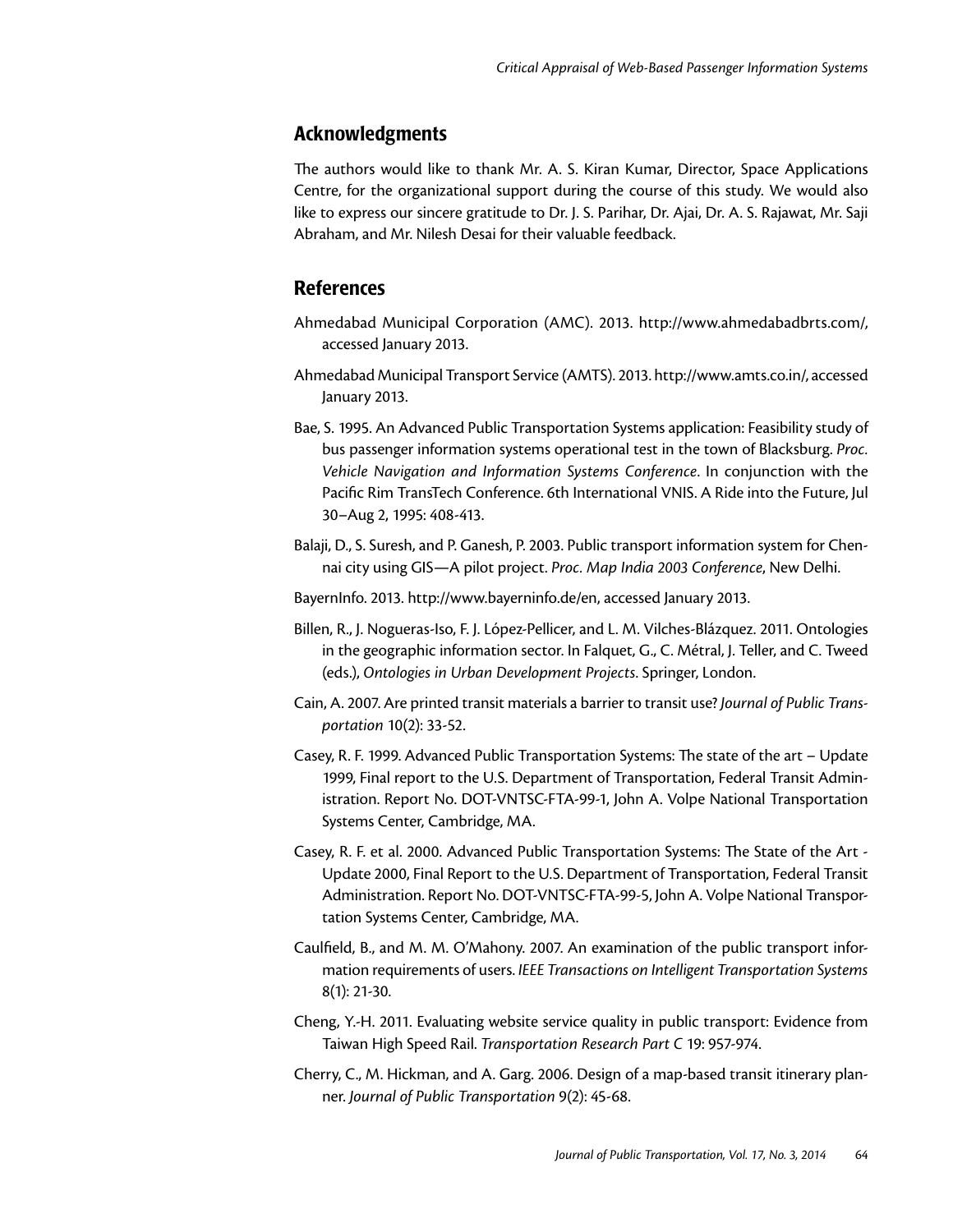## Acknowledgments

The authors would like to thank Mr. A. S. Kiran Kumar, Director, Space Applications Centre, for the organizational support during the course of this study. We would also like to express our sincere gratitude to Dr. J. S. Parihar, Dr. Ajai, Dr. A. S. Rajawat, Mr. Saji Abraham, and Mr. Nilesh Desai for their valuable feedback.

## References

Ahmedabad Municipal Corporation (AMC). 2013. http://www.ahmedabadbrts.com/, accessed January 2013.

Ahmedabad Municipal Transport Service (AMTS). 2013. http://www.amts.co.in/, accessed January 2013.

Bae, S. 1995. An Advanced Public Transportation Systems application: Feasibility study of bus passenger information systems operational test in the town of Blacksburg. *Proc. Vehicle Navigation and Information Systems Conference*. In conjunction with the Pacific Rim TransTech Conference. 6th International VNIS. A Ride into the Future, Jul 30–Aug 2, 1995: 408-413.

Balaji, D., S. Suresh, and P. Ganesh, P. 2003. Public transport information system for Chennai city using GIS—A pilot project. *Proc. Map India 2003 Conference*, New Delhi.

BayernInfo. 2013. http://www.bayerninfo.de/en, accessed January 2013.

Billen, R., J. Nogueras-Iso, F. J. López-Pellicer, and L. M. Vilches-Blázquez. 2011. Ontologies in the geographic information sector. In Falquet, G., C. Métral, J. Teller, and C. Tweed (eds.), *Ontologies in Urban Development Projects*. Springer, London.

Cain, A. 2007. Are printed transit materials a barrier to transit use? *Journal of Public Transportation* 10(2): 33-52.

Casey, R. F. 1999. Advanced Public Transportation Systems: The state of the art – Update 1999, Final report to the U.S. Department of Transportation, Federal Transit Administration. Report No. DOT-VNTSC-FTA-99-1, John A. Volpe National Transportation Systems Center, Cambridge, MA.

Casey, R. F. et al. 2000. Advanced Public Transportation Systems: The State of the Art - Update 2000, Final Report to the U.S. Department of Transportation, Federal Transit Administration. Report No. DOT-VNTSC-FTA-99-5, John A. Volpe National Transportation Systems Center, Cambridge, MA.

Caulfield, B., and M. M. O'Mahony. 2007. An examination of the public transport information requirements of users. *IEEE Transactions on Intelligent Transportation Systems* 8(1): 21-30.

Cheng, Y.-H. 2011. Evaluating website service quality in public transport: Evidence from Taiwan High Speed Rail. *Transportation Research Part C* 19: 957-974.

Cherry, C., M. Hickman, and A. Garg. 2006. Design of a map-based transit itinerary planner. *Journal of Public Transportation* 9(2): 45-68.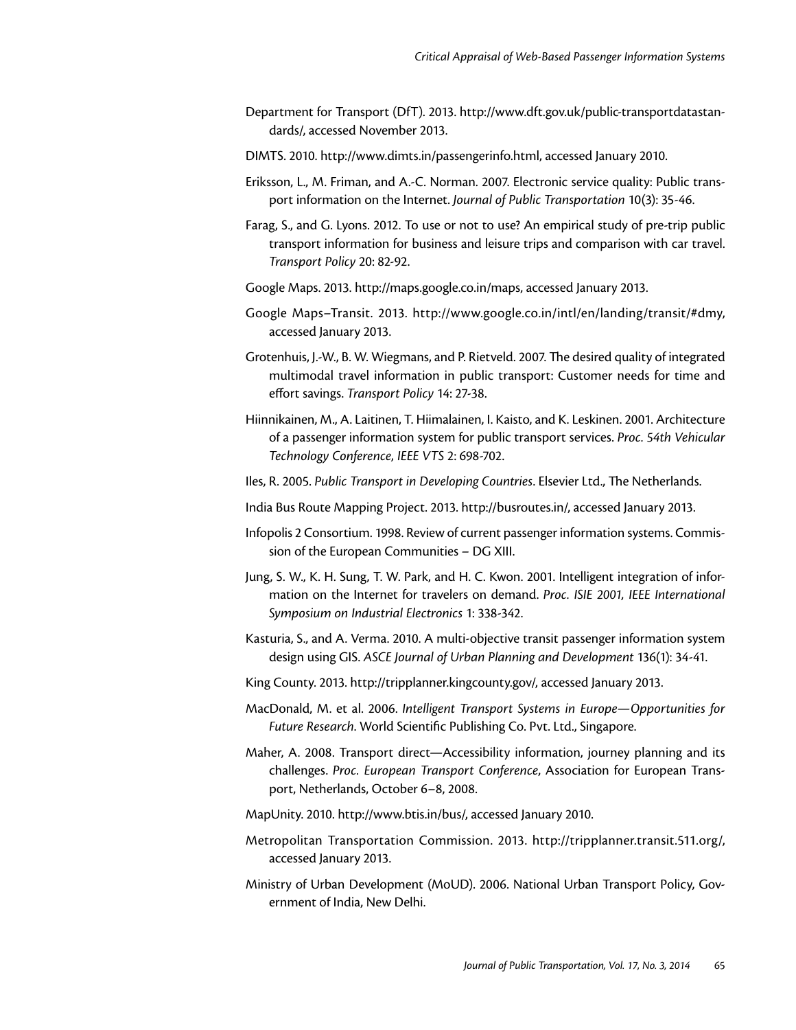Department for Transport (DfT). 2013. http://www.dft.gov.uk/public-transportdatastandards/, accessed November 2013.

DIMTS. 2010. http://www.dimts.in/passengerinfo.html, accessed January 2010.

Eriksson, L., M. Friman, and A.-C. Norman. 2007. Electronic service quality: Public transport information on the Internet. *Journal of Public Transportation* 10(3): 35-46.

Farag, S., and G. Lyons. 2012. To use or not to use? An empirical study of pre-trip public transport information for business and leisure trips and comparison with car travel. *Transport Policy* 20: 82-92.

Google Maps. 2013. http://maps.google.co.in/maps, accessed January 2013.

Google Maps–Transit. 2013. http://www.google.co.in/intl/en/landing/transit/#dmy, accessed January 2013.

Grotenhuis, J.-W., B. W. Wiegmans, and P. Rietveld. 2007. The desired quality of integrated multimodal travel information in public transport: Customer needs for time and effort savings. *Transport Policy* 14: 27-38.

Hiinnikainen, M., A. Laitinen, T. Hiimalainen, I. Kaisto, and K. Leskinen. 2001. Architecture of a passenger information system for public transport services. *Proc. 54th Vehicular Technology Conference, IEEE VTS* 2: 698-702.

Iles, R. 2005. *Public Transport in Developing Countries*. Elsevier Ltd., The Netherlands.

India Bus Route Mapping Project. 2013. http://busroutes.in/, accessed January 2013.

Infopolis 2 Consortium. 1998. Review of current passenger information systems. Commission of the European Communities – DG XIII.

Jung, S. W., K. H. Sung, T. W. Park, and H. C. Kwon. 2001. Intelligent integration of information on the Internet for travelers on demand. *Proc. ISIE 2001, IEEE International Symposium on Industrial Electronics* 1: 338-342.

Kasturia, S., and A. Verma. 2010. A multi-objective transit passenger information system design using GIS. *ASCE Journal of Urban Planning and Development* 136(1): 34-41.

King County. 2013. http://tripplanner.kingcounty.gov/, accessed January 2013.

MacDonald, M. et al. 2006. *Intelligent Transport Systems in Europe—Opportunities for Future Research*. World Scientific Publishing Co. Pvt. Ltd., Singapore.

Maher, A. 2008. Transport direct—Accessibility information, journey planning and its challenges. *Proc. European Transport Conference*, Association for European Transport, Netherlands, October 6–8, 2008.

MapUnity. 2010. http://www.btis.in/bus/, accessed January 2010.

Metropolitan Transportation Commission. 2013. http://tripplanner.transit.511.org/, accessed January 2013.

Ministry of Urban Development (MoUD). 2006. National Urban Transport Policy, Government of India, New Delhi.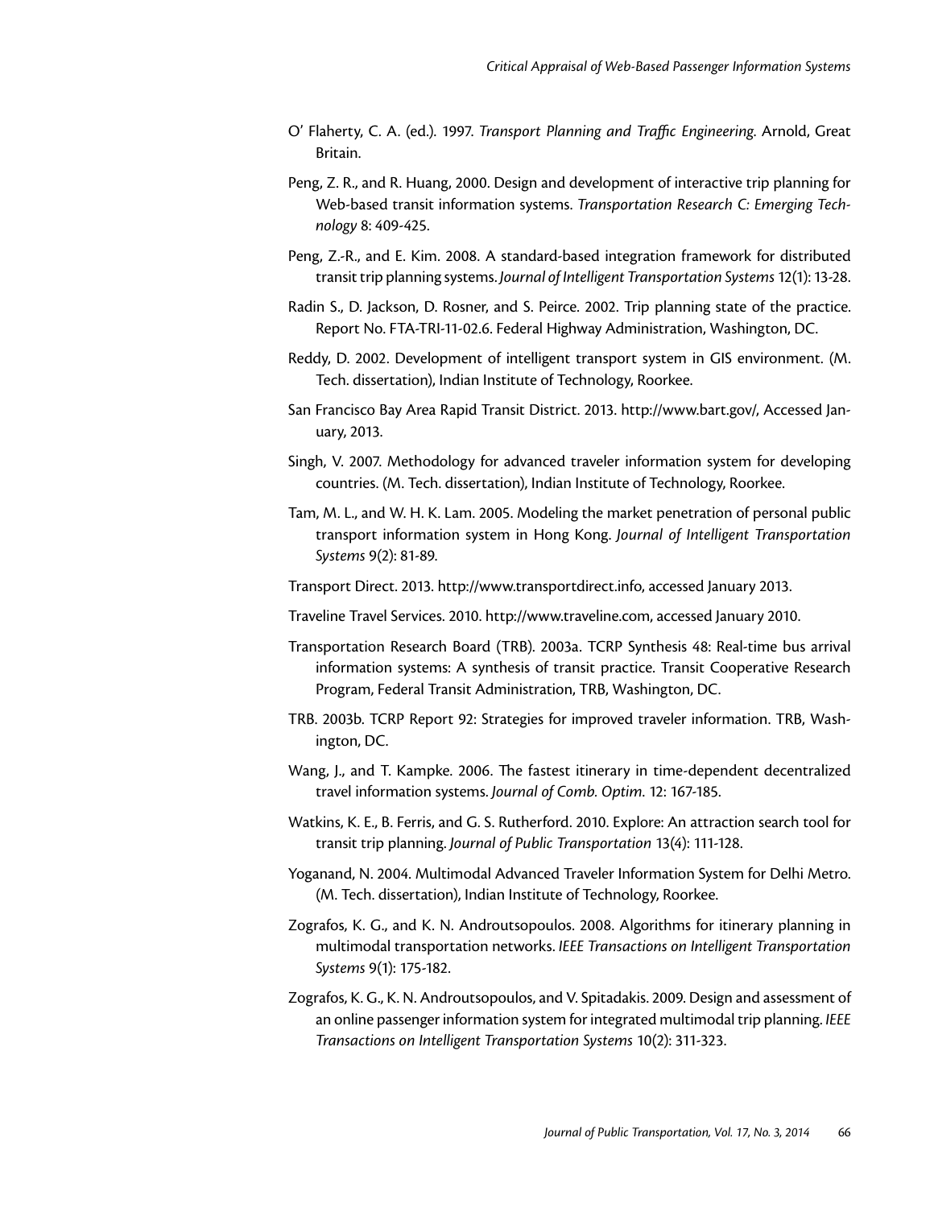O' Flaherty, C. A. (ed.). 1997. *Transport Planning and Traffic Engineering.* Arnold, Great Britain.

Peng, Z. R., and R. Huang, 2000. Design and development of interactive trip planning for Web-based transit information systems. *Transportation Research C: Emerging Technology* 8: 409-425.

Peng, Z.-R., and E. Kim. 2008. A standard-based integration framework for distributed transit trip planning systems. *Journal of Intelligent Transportation Systems* 12(1): 13-28.

Radin S., D. Jackson, D. Rosner, and S. Peirce. 2002. Trip planning state of the practice. Report No. FTA-TRI-11-02.6. Federal Highway Administration, Washington, DC.

Reddy, D. 2002. Development of intelligent transport system in GIS environment. (M. Tech. dissertation), Indian Institute of Technology, Roorkee.

San Francisco Bay Area Rapid Transit District. 2013. http://www.bart.gov/, Accessed January, 2013.

Singh, V. 2007. Methodology for advanced traveler information system for developing countries. (M. Tech. dissertation), Indian Institute of Technology, Roorkee.

Tam, M. L., and W. H. K. Lam. 2005. Modeling the market penetration of personal public transport information system in Hong Kong. *Journal of Intelligent Transportation Systems* 9(2): 81-89.

Transport Direct. 2013. http://www.transportdirect.info, accessed January 2013.

Traveline Travel Services. 2010. http://www.traveline.com, accessed January 2010.

Transportation Research Board (TRB). 2003a. TCRP Synthesis 48: Real-time bus arrival information systems: A synthesis of transit practice. Transit Cooperative Research Program, Federal Transit Administration, TRB, Washington, DC.

TRB. 2003b. TCRP Report 92: Strategies for improved traveler information. TRB, Washington, DC.

Wang, J., and T. Kampke. 2006. The fastest itinerary in time-dependent decentralized travel information systems. *Journal of Comb. Optim.* 12: 167-185.

Watkins, K. E., B. Ferris, and G. S. Rutherford. 2010. Explore: An attraction search tool for transit trip planning. *Journal of Public Transportation* 13(4): 111-128.

Yoganand, N. 2004. Multimodal Advanced Traveler Information System for Delhi Metro. (M. Tech. dissertation), Indian Institute of Technology, Roorkee.

Zografos, K. G., and K. N. Androutsopoulos. 2008. Algorithms for itinerary planning in multimodal transportation networks. *IEEE Transactions on Intelligent Transportation Systems* 9(1): 175-182.

Zografos, K. G., K. N. Androutsopoulos, and V. Spitadakis. 2009. Design and assessment of an online passenger information system for integrated multimodal trip planning. *IEEE Transactions on Intelligent Transportation Systems* 10(2): 311-323.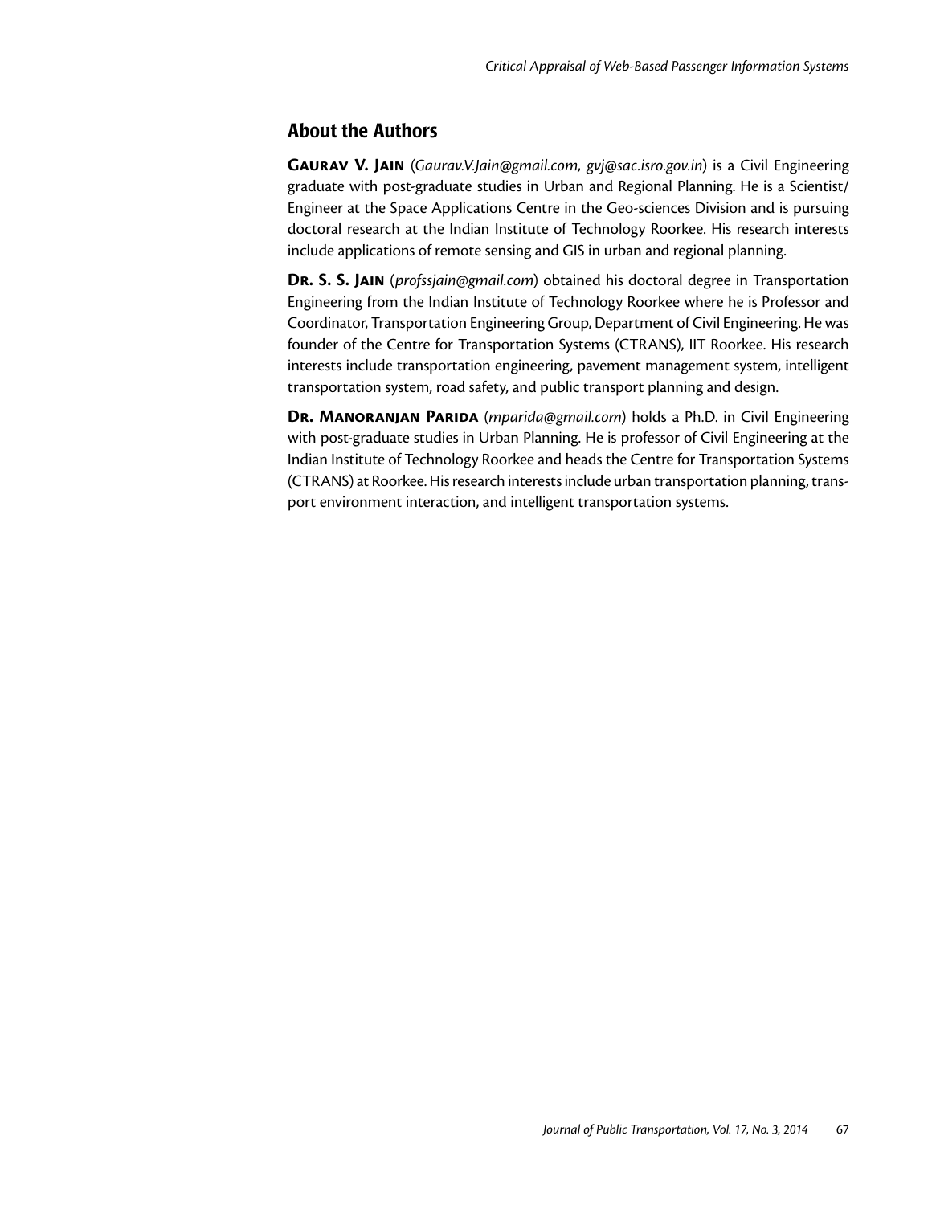## About the Authors

**Gaurav V. Jain** (*Gaurav.V.Jain@gmail.com*, *gvj@sac.isro.gov.in*) is a Civil Engineering graduate with post-graduate studies in Urban and Regional Planning. He is a Scientist/Engineer at the Space Applications Centre in the Geo-sciences Division and is pursuing doctoral research at the Indian Institute of Technology Roorkee. His research interests include applications of remote sensing and GIS in urban and regional planning.

**Dr. S. S. Jain** (*profssjain@gmail.com*) obtained his doctoral degree in Transportation Engineering from the Indian Institute of Technology Roorkee where he is Professor and Coordinator, Transportation Engineering Group, Department of Civil Engineering. He was founder of the Centre for Transportation Systems (CTRANS), IIT Roorkee. His research interests include transportation engineering, pavement management system, intelligent transportation system, road safety, and public transport planning and design.

**Dr. Manoranjan Parida** (*mparida@gmail.com*) holds a Ph.D. in Civil Engineering with post-graduate studies in Urban Planning. He is professor of Civil Engineering at the Indian Institute of Technology Roorkee and heads the Centre for Transportation Systems (CTRANS) at Roorkee. His research interests include urban transportation planning, transport environment interaction, and intelligent transportation systems.